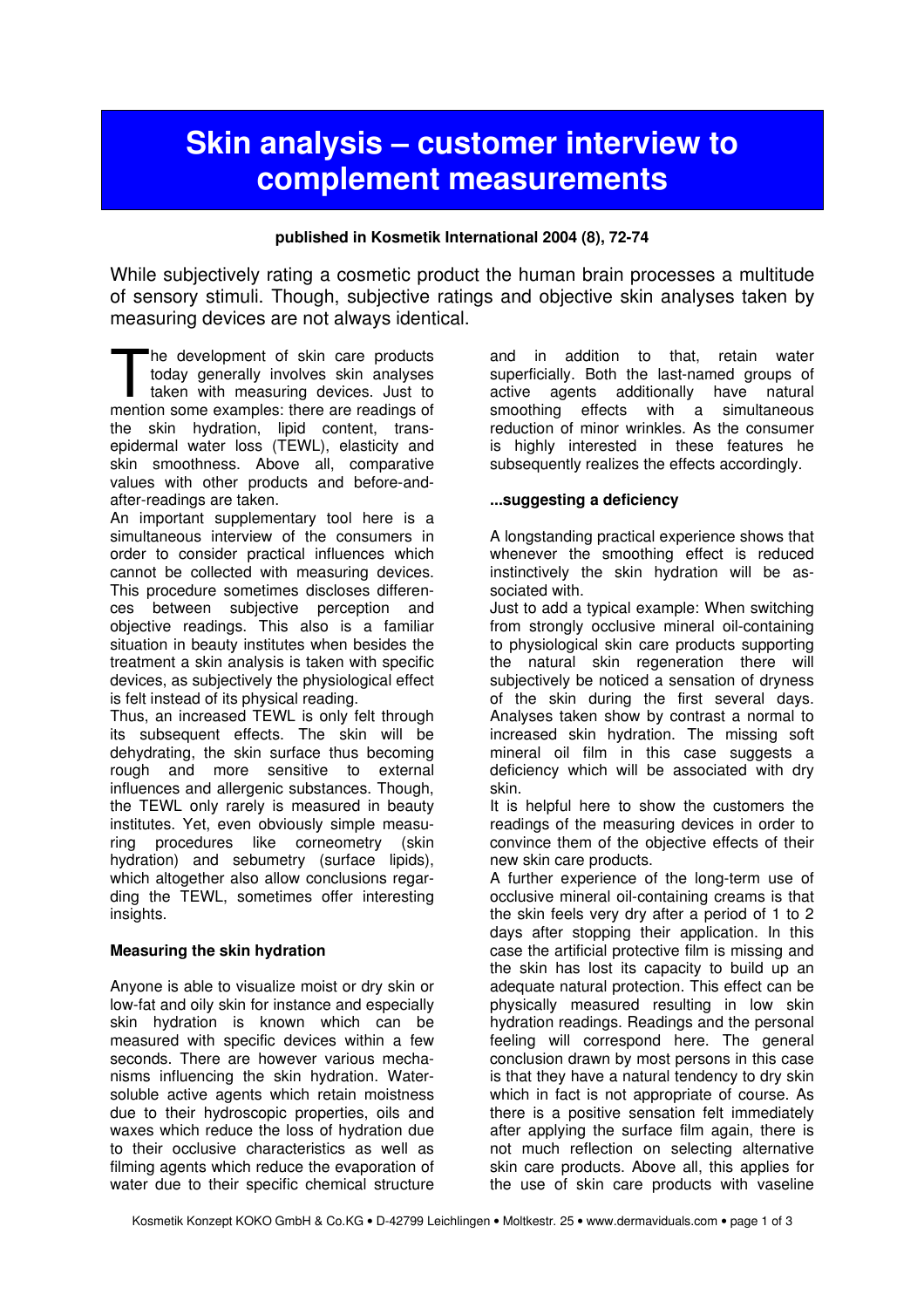# Skin analysis – customer interview to complement measurements

**published in Kosmetik International 2004 (8), 72-74**

While subjectively rating a cosmetic product the human brain processes a multitude of sensory stimuli. Though, subjective ratings and objective skin analyses taken by measuring devices are not always identical.

The development of skin care products today generally involves skin analyses taken with measuring devices. Just to mention some examples: there are readings of the skin hydration, lipid content, trans-epidermal water loss (TEWL), elasticity and skin smoothness. Above all, comparative values with other products and before-and-after-readings are taken.

An important supplementary tool here is a simultaneous interview of the consumers in order to consider practical influences which cannot be collected with measuring devices. This procedure sometimes discloses differences between subjective perception and objective readings. This also is a familiar situation in beauty institutes when besides the treatment a skin analysis is taken with specific devices, as subjectively the physiological effect is felt instead of its physical reading.

Thus, an increased TEWL is only felt through its subsequent effects. The skin will be dehydrating, the skin surface thus becoming rough and more sensitive to external influences and allergenic substances. Though, the TEWL only rarely is measured in beauty institutes. Yet, even obviously simple measuring procedures like corneometry (skin hydration) and sebumetry (surface lipids), which altogether also allow conclusions regarding the TEWL, sometimes offer interesting insights.

### Measuring the skin hydration

Anyone is able to visualize moist or dry skin or low-fat and oily skin for instance and especially skin hydration is known which can be measured with specific devices within a few seconds. There are however various mechanisms influencing the skin hydration. Water-soluble active agents which retain moistness due to their hydroscopic properties, oils and waxes which reduce the loss of hydration due to their occlusive characteristics as well as filming agents which reduce the evaporation of water due to their specific chemical structure and in addition to that, retain water superficially. Both the last-named groups of active agents additionally have natural smoothing effects with a simultaneous reduction of minor wrinkles. As the consumer is highly interested in these features he subsequently realizes the effects accordingly.

### ...suggesting a deficiency

A longstanding practical experience shows that whenever the smoothing effect is reduced instinctively the skin hydration will be associated with.

Just to add a typical example: When switching from strongly occlusive mineral oil-containing to physiological skin care products supporting the natural skin regeneration there will subjectively be noticed a sensation of dryness of the skin during the first several days. Analyses taken show by contrast a normal to increased skin hydration. The missing soft mineral oil film in this case suggests a deficiency which will be associated with dry skin.

It is helpful here to show the customers the readings of the measuring devices in order to convince them of the objective effects of their new skin care products.

A further experience of the long-term use of occlusive mineral oil-containing creams is that the skin feels very dry after a period of 1 to 2 days after stopping their application. In this case the artificial protective film is missing and the skin has lost its capacity to build up an adequate natural protection. This effect can be physically measured resulting in low skin hydration readings. Readings and the personal feeling will correspond here. The general conclusion drawn by most persons in this case is that they have a natural tendency to dry skin which in fact is not appropriate of course. As there is a positive sensation felt immediately after applying the surface film again, there is not much reflection on selecting alternative skin care products. Above all, this applies for the use of skin care products with vaseline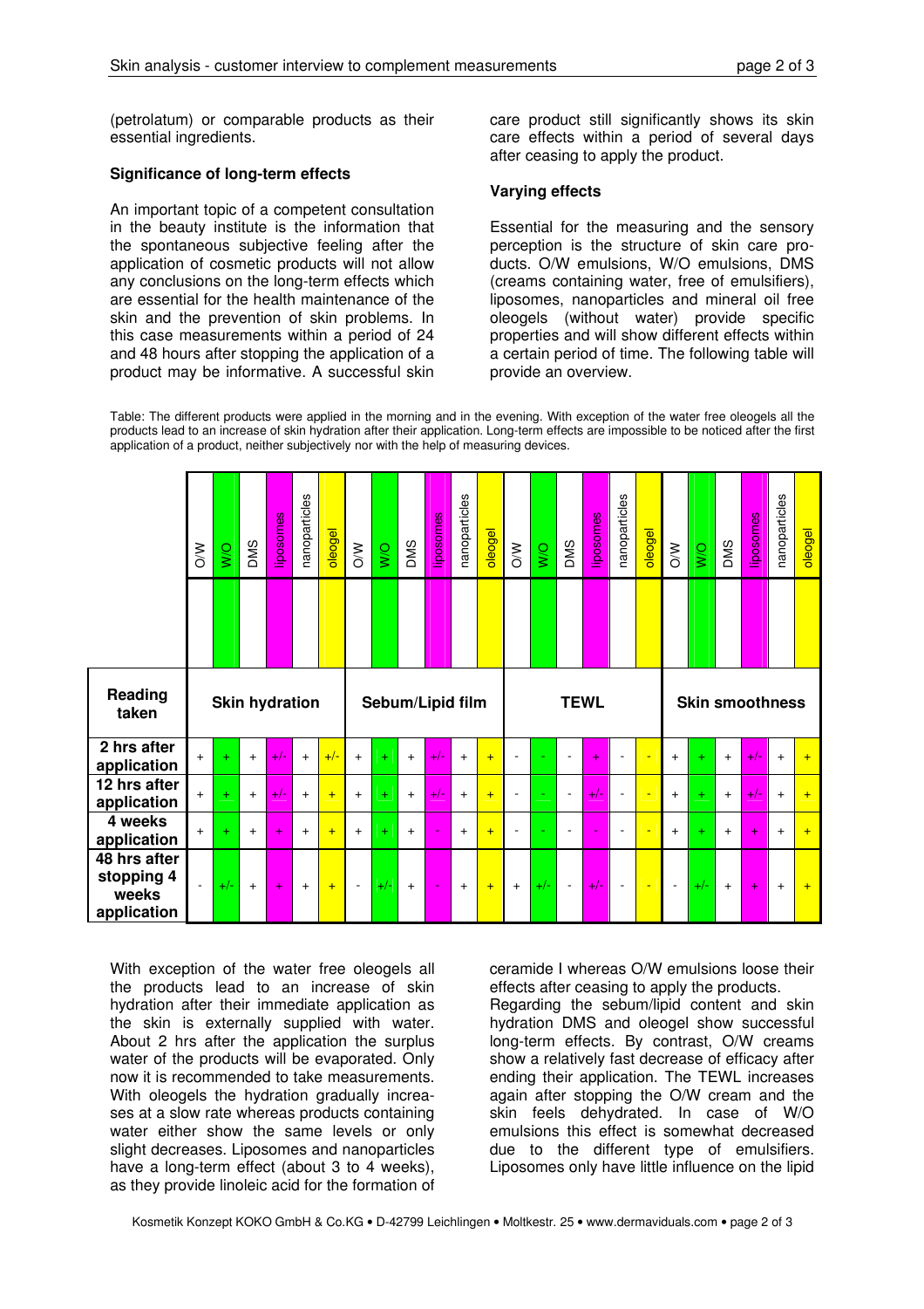(petrolatum) or comparable products as their essential ingredients.

**Significance of long-term effects**

An important topic of a competent consultation in the beauty institute is the information that the spontaneous subjective feeling after the application of cosmetic products will not allow any conclusions on the long-term effects which are essential for the health maintenance of the skin and the prevention of skin problems. In this case measurements within a period of 24 and 48 hours after stopping the application of a product may be informative. A successful skin care product still significantly shows its skin care effects within a period of several days after ceasing to apply the product.

**Varying effects**

Essential for the measuring and the sensory perception is the structure of skin care products. O/W emulsions, W/O emulsions, DMS (creams containing water, free of emulsifiers), liposomes, nanoparticles and mineral oil free oleogels (without water) provide specific properties and will show different effects within a certain period of time. The following table will provide an overview.

Table: The different products were applied in the morning and in the evening. With exception of the water free oleogels all the products lead to an increase of skin hydration after their application. Long-term effects are impossible to be noticed after the first application of a product, neither subjectively nor with the help of measuring devices.

| Reading taken | Skin hydration | | | | | | Sebum/Lipid film | | | | | | TEWL | | | | | | Skin smoothness | | | | | |
|---|---|---|---|---|---|---|---|---|---|---|---|---|---|---|---|---|---|---|---|---|---|---|---|---|
| | O/W | W/O | DMS | liposomes | nanoparticles | oleogel | O/W | W/O | DMS | liposomes | nanoparticles | oleogel | O/W | W/O | DMS | liposomes | nanoparticles | oleogel | O/W | W/O | DMS | liposomes | nanoparticles | oleogel |
| 2 hrs after application | + | + | + | +/- | + | +/- | + | + | + | +/- | + | + | - | - | - | + | - | - | + | + | + | +/- | + | + |
| 12 hrs after application | + | + | + | +/- | + | + | + | + | + | +/- | + | + | - | - | - | +/- | - | - | + | + | + | +/- | + | + |
| 4 weeks application | + | + | + | + | + | + | + | + | + | - | + | + | - | - | - | - | - | - | + | + | + | + | + | + |
| 48 hrs after stopping 4 weeks application | - | +/- | + | + | + | + | - | +/- | + | - | + | + | + | +/- | - | +/- | - | - | - | +/- | + | + | + | + |

With exception of the water free oleogels all the products lead to an increase of skin hydration after their immediate application as the skin is externally supplied with water. About 2 hrs after the application the surplus water of the products will be evaporated. Only now it is recommended to take measurements. With oleogels the hydration gradually increases at a slow rate whereas products containing water either show the same levels or only slight decreases. Liposomes and nanoparticles have a long-term effect (about 3 to 4 weeks), as they provide linoleic acid for the formation of ceramide I whereas O/W emulsions loose their effects after ceasing to apply the products.

Regarding the sebum/lipid content and skin hydration DMS and oleogel show successful long-term effects. By contrast, O/W creams show a relatively fast decrease of efficacy after ending their application. The TEWL increases again after stopping the O/W cream and the skin feels dehydrated. In case of W/O emulsions this effect is somewhat decreased due to the different type of emulsifiers. Liposomes only have little influence on the lipid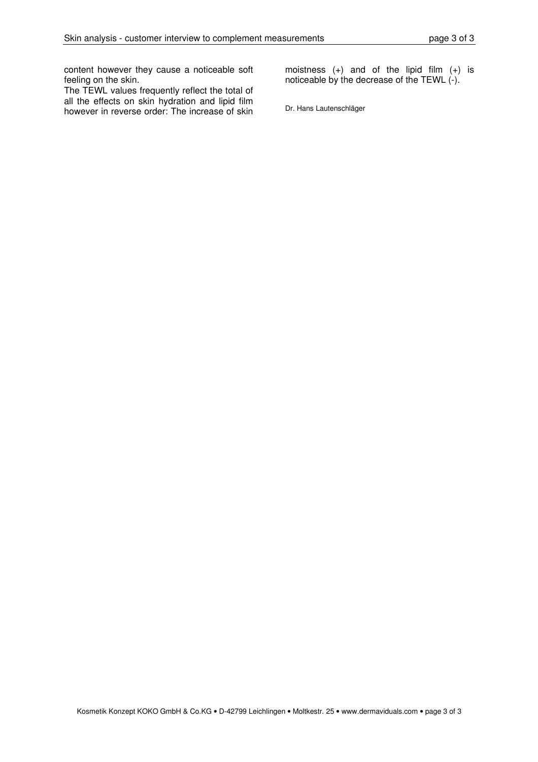content however they cause a noticeable soft feeling on the skin.

The TEWL values frequently reflect the total of all the effects on skin hydration and lipid film however in reverse order: The increase of skin moistness (+) and of the lipid film (+) is noticeable by the decrease of the TEWL (-).

Dr. Hans Lautenschläger